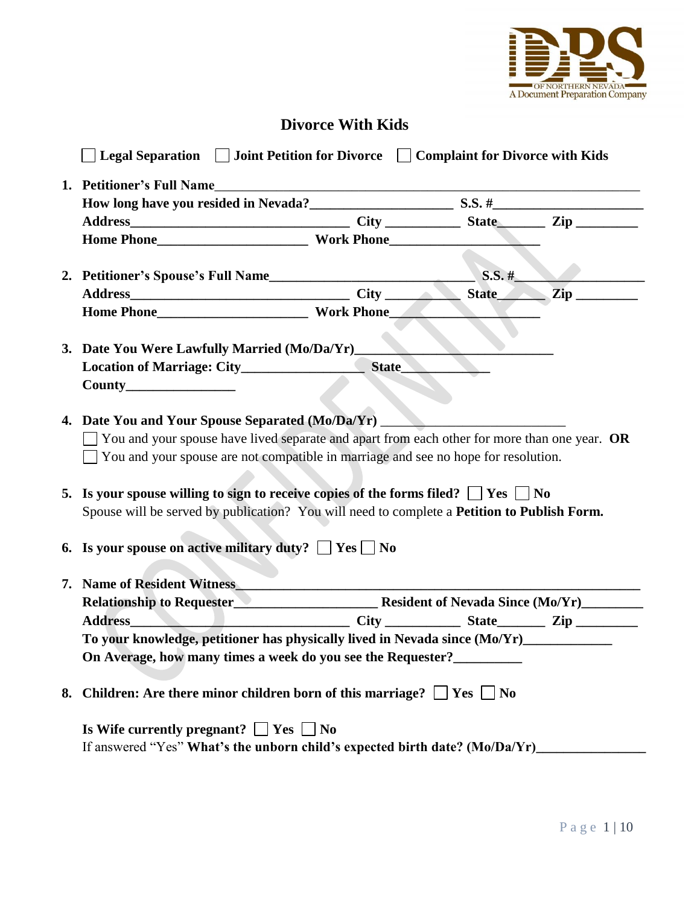# Divorce With Kids

☐ **Legal Separation** ☐ **Joint Petition for Divorce** ☐ **Complaint for Divorce with Kids**

1. **Petitioner's Full Name**______________________________________________
   **How long have you resided in Nevada?**__________________ **S.S. #**__________________
   **Address**____________________________ **City** __________ **State**______ **Zip** ________
   **Home Phone**____________________ **Work Phone**____________________

2. **Petitioner's Spouse's Full Name**__________________________ **S.S. #**__________________
   **Address**____________________________ **City** __________ **State**______ **Zip** ________
   **Home Phone**____________________ **Work Phone**____________________

3. **Date You Were Lawfully Married (Mo/Da/Yr)**__________________________
   **Location of Marriage: City**________________ **State**___________
   **County**_______________

4. **Date You and Your Spouse Separated (Mo/Da/Yr)** ________________________
   ☐ You and your spouse have lived separate and apart from each other for more than one year. **OR**
   ☐ You and your spouse are not compatible in marriage and see no hope for resolution.

5. **Is your spouse willing to sign to receive copies of the forms filed?** ☐ **Yes** ☐ **No**
   Spouse will be served by publication? You will need to complete a **Petition to Publish Form.**

6. **Is your spouse on active military duty?** ☐ **Yes** ☐ **No**

7. **Name of Resident Witness**______________________________________________
   **Relationship to Requester**__________________ **Resident of Nevada Since (Mo/Yr)**________
   **Address**____________________________ **City** __________ **State**______ **Zip** ________
   **To your knowledge, petitioner has physically lived in Nevada since (Mo/Yr)**___________
   **On Average, how many times a week do you see the Requester?**_________

8. **Children: Are there minor children born of this marriage?** ☐ **Yes** ☐ **No**

   **Is Wife currently pregnant?** ☐ **Yes** ☐ **No**
   If answered "Yes" **What's the unborn child's expected birth date? (Mo/Da/Yr)**_______________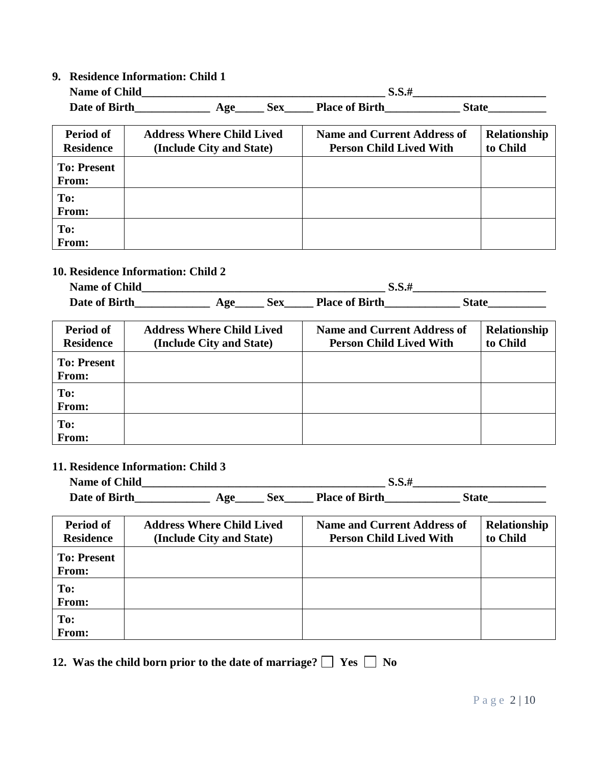**9. Residence Information: Child 1**

**Name of Child___________________________________________ S.S.#_______________________**

**Date of Birth_____________ Age_____ Sex_____ Place of Birth_____________ State__________**

| Period of Residence | Address Where Child Lived (Include City and State) | Name and Current Address of Person Child Lived With | Relationship to Child |
|---|---|---|---|
| To: Present<br>From: | | | |
| To:<br>From: | | | |
| To:<br>From: | | | |

**10. Residence Information: Child 2**

**Name of Child___________________________________________ S.S.#_______________________**

**Date of Birth_____________ Age_____ Sex_____ Place of Birth_____________ State__________**

| Period of Residence | Address Where Child Lived (Include City and State) | Name and Current Address of Person Child Lived With | Relationship to Child |
|---|---|---|---|
| To: Present<br>From: | | | |
| To:<br>From: | | | |
| To:<br>From: | | | |

**11. Residence Information: Child 3**

**Name of Child___________________________________________ S.S.#_______________________**

**Date of Birth_____________ Age_____ Sex_____ Place of Birth_____________ State__________**

| Period of Residence | Address Where Child Lived (Include City and State) | Name and Current Address of Person Child Lived With | Relationship to Child |
|---|---|---|---|
| To: Present<br>From: | | | |
| To:<br>From: | | | |
| To:<br>From: | | | |

**12. Was the child born prior to the date of marriage? ☐ Yes ☐ No**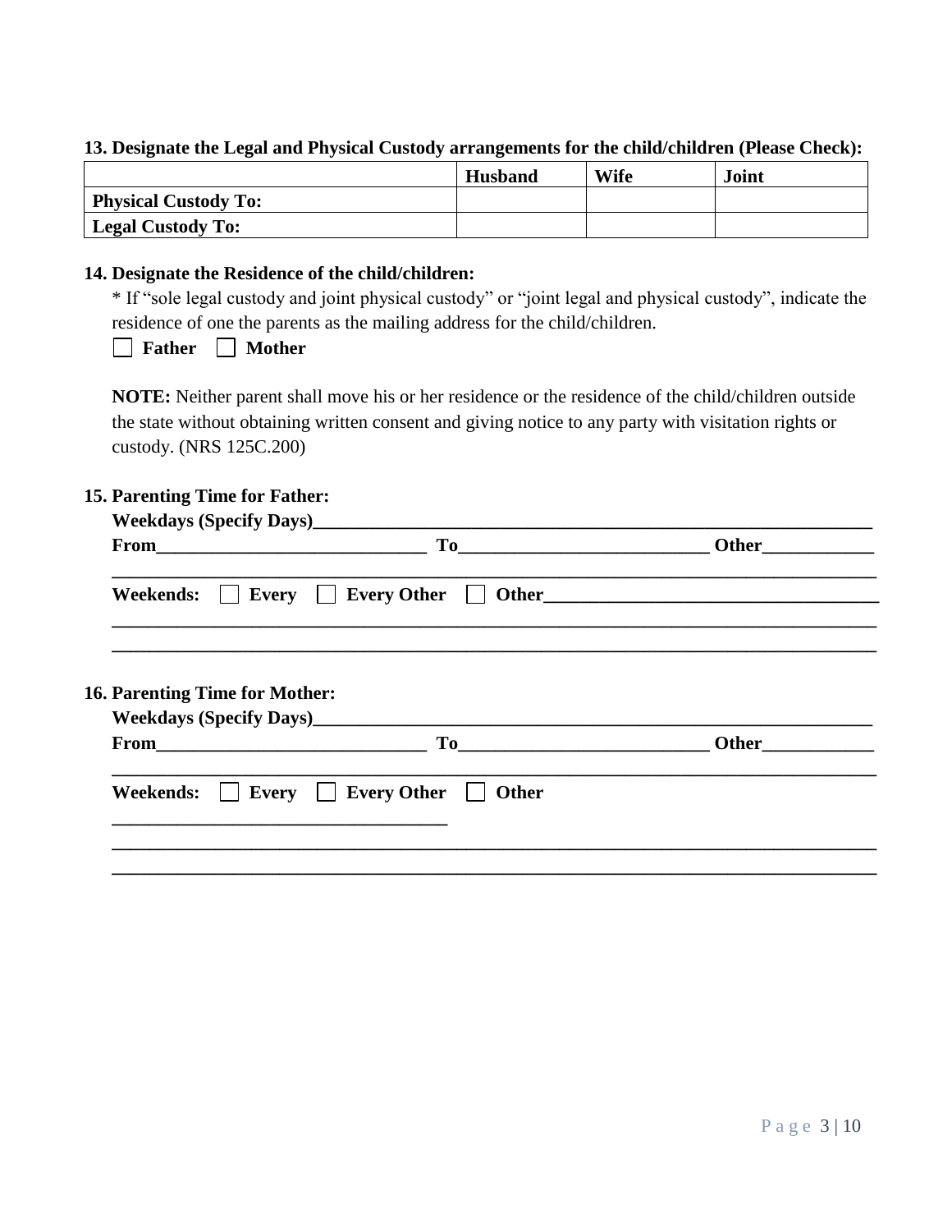**13. Designate the Legal and Physical Custody arrangements for the child/children (Please Check):**

| | Husband | Wife | Joint |
|---|---|---|---|
| **Physical Custody To:** | | | |
| **Legal Custody To:** | | | |

**14. Designate the Residence of the child/children:**

* If "sole legal custody and joint physical custody" or "joint legal and physical custody", indicate the residence of one the parents as the mailing address for the child/children.

☐ **Father** ☐ **Mother**

**NOTE:** Neither parent shall move his or her residence or the residence of the child/children outside the state without obtaining written consent and giving notice to any party with visitation rights or custody. (NRS 125C.200)

**15. Parenting Time for Father:**

**Weekdays (Specify Days)**_______________________________________________________________

**From**______________________________ **To**____________________________ **Other**____________

_____________________________________________________________________________________

**Weekends:** ☐ **Every** ☐ **Every Other** ☐ **Other**_____________________________________

_____________________________________________________________________________________

_____________________________________________________________________________________

**16. Parenting Time for Mother:**

**Weekdays (Specify Days)**_______________________________________________________________

**From**______________________________ **To**____________________________ **Other**____________

_____________________________________________________________________________________

**Weekends:** ☐ **Every** ☐ **Every Other** ☐ **Other**

_____________________________________

_____________________________________________________________________________________

_____________________________________________________________________________________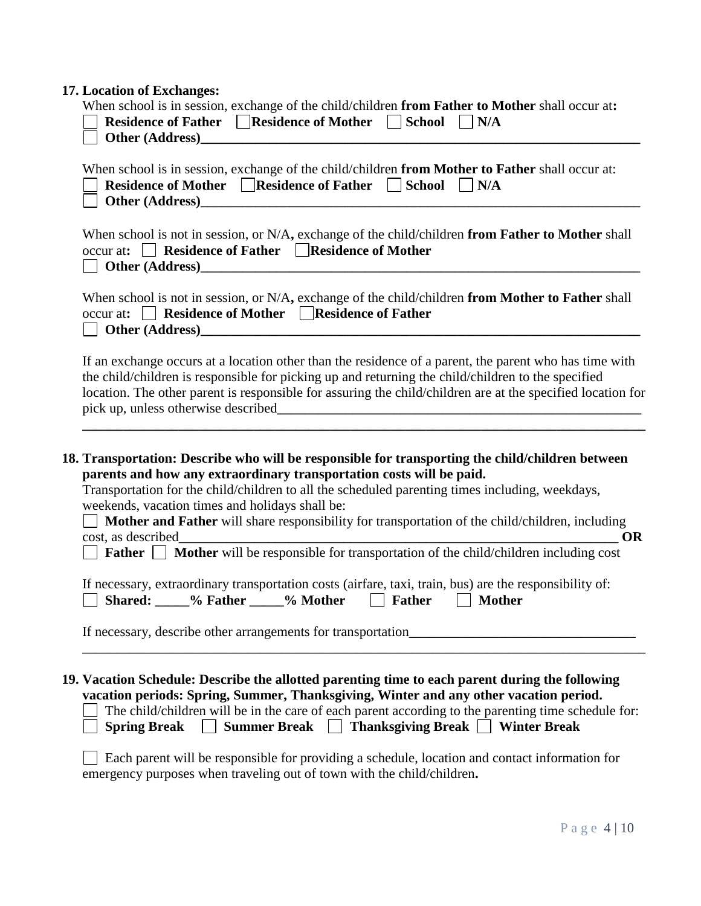**17. Location of Exchanges:**

When school is in session, exchange of the child/children **from Father to Mother** shall occur at**:**

☐ **Residence of Father** ☐ **Residence of Mother** ☐ **School** ☐ **N/A**

☐ **Other (Address)\_\_\_\_\_\_\_\_\_\_\_\_\_\_\_\_\_\_\_\_\_\_\_\_\_\_\_\_\_\_\_\_\_\_\_\_\_\_\_\_\_\_\_\_\_\_\_\_\_\_\_\_\_\_\_\_\_\_\_\_\_\_\_\_\_\_**

When school is in session, exchange of the child/children **from Mother to Father** shall occur at:

☐ **Residence of Mother** ☐ **Residence of Father** ☐ **School** ☐ **N/A**

☐ **Other (Address)\_\_\_\_\_\_\_\_\_\_\_\_\_\_\_\_\_\_\_\_\_\_\_\_\_\_\_\_\_\_\_\_\_\_\_\_\_\_\_\_\_\_\_\_\_\_\_\_\_\_\_\_\_\_\_\_\_\_\_\_\_\_\_\_\_\_**

When school is not in session, or N/A**,** exchange of the child/children **from Father to Mother** shall occur at**:** ☐ **Residence of Father** ☐ **Residence of Mother**

☐ **Other (Address)\_\_\_\_\_\_\_\_\_\_\_\_\_\_\_\_\_\_\_\_\_\_\_\_\_\_\_\_\_\_\_\_\_\_\_\_\_\_\_\_\_\_\_\_\_\_\_\_\_\_\_\_\_\_\_\_\_\_\_\_\_\_\_\_\_\_**

When school is not in session, or N/A**,** exchange of the child/children **from Mother to Father** shall occur at**:** ☐ **Residence of Mother** ☐ **Residence of Father**

☐ **Other (Address)\_\_\_\_\_\_\_\_\_\_\_\_\_\_\_\_\_\_\_\_\_\_\_\_\_\_\_\_\_\_\_\_\_\_\_\_\_\_\_\_\_\_\_\_\_\_\_\_\_\_\_\_\_\_\_\_\_\_\_\_\_\_\_\_\_\_**

If an exchange occurs at a location other than the residence of a parent, the parent who has time with the child/children is responsible for picking up and returning the child/children to the specified location. The other parent is responsible for assuring the child/children are at the specified location for pick up, unless otherwise described\_\_\_\_\_\_\_\_\_\_\_\_\_\_\_\_\_\_\_\_\_\_\_\_\_\_\_\_\_\_\_\_\_\_\_\_\_\_\_\_\_\_\_\_\_\_\_\_\_\_\_\_\_\_
\_\_\_\_\_\_\_\_\_\_\_\_\_\_\_\_\_\_\_\_\_\_\_\_\_\_\_\_\_\_\_\_\_\_\_\_\_\_\_\_\_\_\_\_\_\_\_\_\_\_\_\_\_\_\_\_\_\_\_\_\_\_\_\_\_\_\_\_\_\_\_\_\_\_\_\_\_\_\_\_\_\_\_\_

**18. Transportation: Describe who will be responsible for transporting the child/children between parents and how any extraordinary transportation costs will be paid.**

Transportation for the child/children to all the scheduled parenting times including, weekdays, weekends, vacation times and holidays shall be:

☐ **Mother and Father** will share responsibility for transportation of the child/children, including cost, as described\_\_\_\_\_\_\_\_\_\_\_\_\_\_\_\_\_\_\_\_\_\_\_\_\_\_\_\_\_\_\_\_\_\_\_\_\_\_\_\_\_\_\_\_\_\_\_\_\_\_\_\_\_\_\_\_\_\_\_\_\_\_\_\_\_\_ **OR**

☐ **Father** ☐ **Mother** will be responsible for transportation of the child/children including cost

If necessary, extraordinary transportation costs (airfare, taxi, train, bus) are the responsibility of:

☐ **Shared: \_\_\_\_\_% Father \_\_\_\_\_% Mother** ☐ **Father** ☐ **Mother**

If necessary, describe other arrangements for transportation\_\_\_\_\_\_\_\_\_\_\_\_\_\_\_\_\_\_\_\_\_\_\_\_\_\_\_\_\_\_\_\_\_
\_\_\_\_\_\_\_\_\_\_\_\_\_\_\_\_\_\_\_\_\_\_\_\_\_\_\_\_\_\_\_\_\_\_\_\_\_\_\_\_\_\_\_\_\_\_\_\_\_\_\_\_\_\_\_\_\_\_\_\_\_\_\_\_\_\_\_\_\_\_\_\_\_\_\_\_\_\_\_\_\_\_\_\_

**19. Vacation Schedule: Describe the allotted parenting time to each parent during the following vacation periods: Spring, Summer, Thanksgiving, Winter and any other vacation period.**

☐ The child/children will be in the care of each parent according to the parenting time schedule for:

☐ **Spring Break** ☐ **Summer Break** ☐ **Thanksgiving Break** ☐ **Winter Break**

☐ Each parent will be responsible for providing a schedule, location and contact information for emergency purposes when traveling out of town with the child/children**.**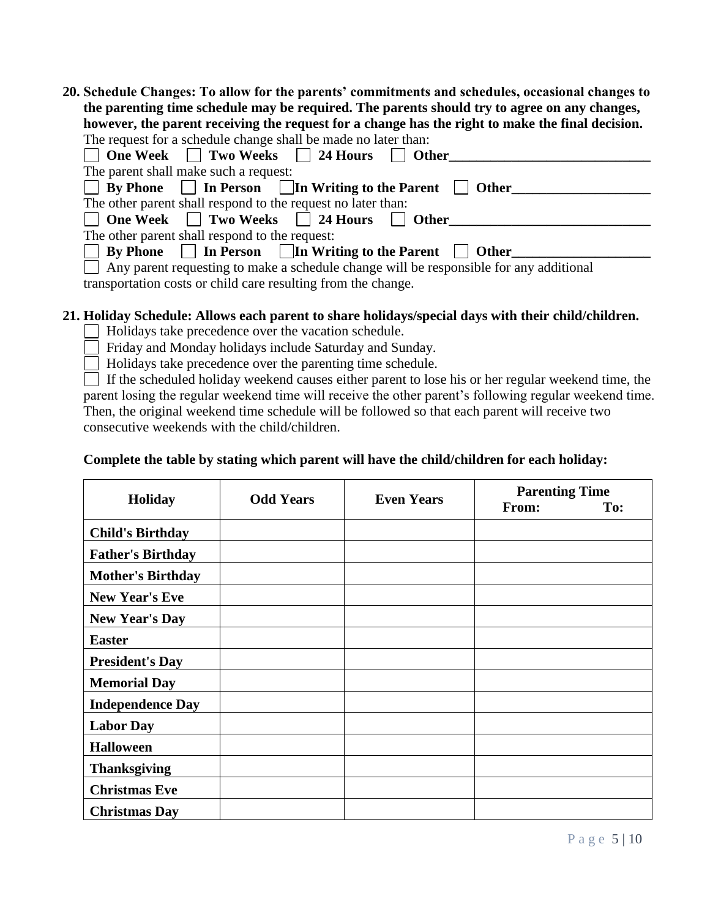**20. Schedule Changes: To allow for the parents' commitments and schedules, occasional changes to the parenting time schedule may be required. The parents should try to agree on any changes, however, the parent receiving the request for a change has the right to make the final decision.**

The request for a schedule change shall be made no later than:

☐ **One Week** ☐ **Two Weeks** ☐ **24 Hours** ☐ **Other**_____________________________

The parent shall make such a request:

☐ **By Phone** ☐ **In Person** ☐ **In Writing to the Parent** ☐ **Other**____________________

The other parent shall respond to the request no later than:

☐ **One Week** ☐ **Two Weeks** ☐ **24 Hours** ☐ **Other**_____________________________

The other parent shall respond to the request:

☐ **By Phone** ☐ **In Person** ☐ **In Writing to the Parent** ☐ **Other**____________________

☐ Any parent requesting to make a schedule change will be responsible for any additional transportation costs or child care resulting from the change.

**21. Holiday Schedule: Allows each parent to share holidays/special days with their child/children.**

☐ Holidays take precedence over the vacation schedule.

☐ Friday and Monday holidays include Saturday and Sunday.

☐ Holidays take precedence over the parenting time schedule.

☐ If the scheduled holiday weekend causes either parent to lose his or her regular weekend time, the parent losing the regular weekend time will receive the other parent's following regular weekend time. Then, the original weekend time schedule will be followed so that each parent will receive two consecutive weekends with the child/children.

**Complete the table by stating which parent will have the child/children for each holiday:**

| Holiday | Odd Years | Even Years | Parenting Time From: To: |
|---|---|---|---|
| **Child's Birthday** | | | |
| **Father's Birthday** | | | |
| **Mother's Birthday** | | | |
| **New Year's Eve** | | | |
| **New Year's Day** | | | |
| **Easter** | | | |
| **President's Day** | | | |
| **Memorial Day** | | | |
| **Independence Day** | | | |
| **Labor Day** | | | |
| **Halloween** | | | |
| **Thanksgiving** | | | |
| **Christmas Eve** | | | |
| **Christmas Day** | | | |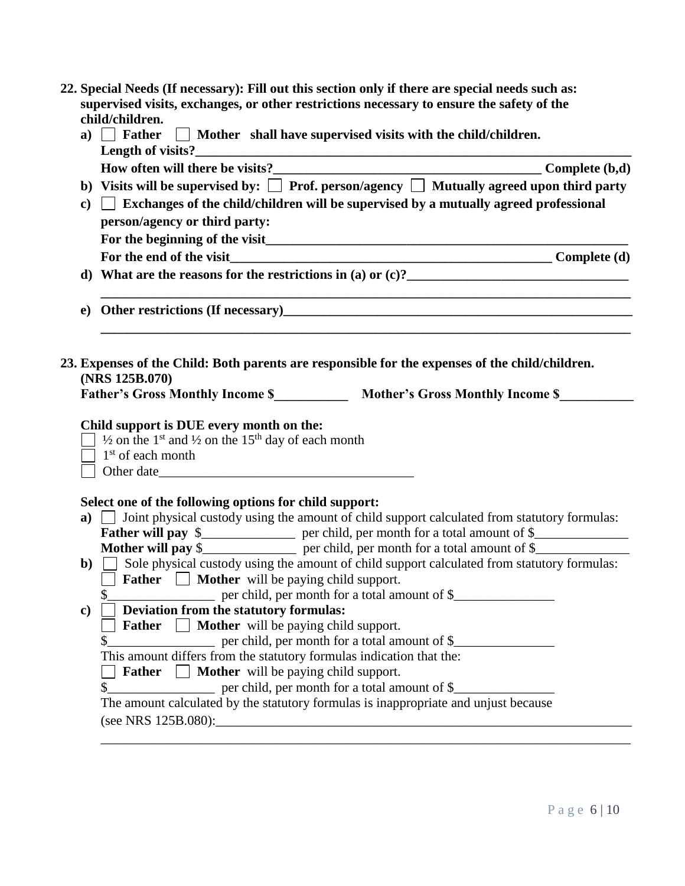**22. Special Needs (If necessary): Fill out this section only if there are special needs such as: supervised visits, exchanges, or other restrictions necessary to ensure the safety of the child/children.**

**a)** ☐ **Father** ☐ **Mother shall have supervised visits with the child/children.**
**Length of visits?\_\_\_\_\_\_\_\_\_\_\_\_\_\_\_\_\_\_\_\_\_\_\_\_\_\_\_\_\_\_\_\_\_\_\_\_\_\_\_\_\_\_\_\_\_\_\_\_\_\_\_\_\_\_\_\_\_\_\_\_**
**How often will there be visits?\_\_\_\_\_\_\_\_\_\_\_\_\_\_\_\_\_\_\_\_\_\_\_\_\_\_\_\_\_\_\_\_\_\_\_\_\_\_\_ Complete (b,d)**

**b) Visits will be supervised by:** ☐ **Prof. person/agency** ☐ **Mutually agreed upon third party**

**c)** ☐ **Exchanges of the child/children will be supervised by a mutually agreed professional person/agency or third party:**
**For the beginning of the visit\_\_\_\_\_\_\_\_\_\_\_\_\_\_\_\_\_\_\_\_\_\_\_\_\_\_\_\_\_\_\_\_\_\_\_\_\_\_\_\_\_\_\_\_\_\_\_\_\_\_\_**
**For the end of the visit\_\_\_\_\_\_\_\_\_\_\_\_\_\_\_\_\_\_\_\_\_\_\_\_\_\_\_\_\_\_\_\_\_\_\_\_\_\_\_\_\_\_\_\_\_\_ Complete (d)**

**d) What are the reasons for the restrictions in (a) or (c)?\_\_\_\_\_\_\_\_\_\_\_\_\_\_\_\_\_\_\_\_\_\_\_\_\_\_\_\_\_\_\_\_**
**\_\_\_\_\_\_\_\_\_\_\_\_\_\_\_\_\_\_\_\_\_\_\_\_\_\_\_\_\_\_\_\_\_\_\_\_\_\_\_\_\_\_\_\_\_\_\_\_\_\_\_\_\_\_\_\_\_\_\_\_\_\_\_\_\_\_\_\_\_\_\_\_\_\_\_\_\_\_**

**e) Other restrictions (If necessary)\_\_\_\_\_\_\_\_\_\_\_\_\_\_\_\_\_\_\_\_\_\_\_\_\_\_\_\_\_\_\_\_\_\_\_\_\_\_\_\_\_\_\_\_\_\_\_\_\_\_\_\_**
**\_\_\_\_\_\_\_\_\_\_\_\_\_\_\_\_\_\_\_\_\_\_\_\_\_\_\_\_\_\_\_\_\_\_\_\_\_\_\_\_\_\_\_\_\_\_\_\_\_\_\_\_\_\_\_\_\_\_\_\_\_\_\_\_\_\_\_\_\_\_\_\_\_\_\_\_\_\_**

**23. Expenses of the Child: Both parents are responsible for the expenses of the child/children. (NRS 125B.070)**
**Father's Gross Monthly Income $\_\_\_\_\_\_\_\_\_\_\_ Mother's Gross Monthly Income $\_\_\_\_\_\_\_\_\_\_\_**

**Child support is DUE every month on the:**

☐ ½ on the 1st and ½ on the 15th day of each month
☐ 1st of each month
☐ Other date\_\_\_\_\_\_\_\_\_\_\_\_\_\_\_\_\_\_\_\_\_\_\_\_\_\_\_\_\_\_\_\_\_\_\_\_\_\_

**Select one of the following options for child support:**

**a)** ☐ Joint physical custody using the amount of child support calculated from statutory formulas:
**Father will pay** $\_\_\_\_\_\_\_\_\_\_\_\_\_\_ per child, per month for a total amount of $\_\_\_\_\_\_\_\_\_\_\_\_\_\_
**Mother will pay** $\_\_\_\_\_\_\_\_\_\_\_\_\_\_ per child, per month for a total amount of $\_\_\_\_\_\_\_\_\_\_\_\_\_\_

**b)** ☐ Sole physical custody using the amount of child support calculated from statutory formulas:
☐ **Father** ☐ **Mother** will be paying child support.
$\_\_\_\_\_\_\_\_\_\_\_\_\_\_\_\_ per child, per month for a total amount of $\_\_\_\_\_\_\_\_\_\_\_\_\_\_\_

**c)** ☐ **Deviation from the statutory formulas:**
☐ **Father** ☐ **Mother** will be paying child support.
$\_\_\_\_\_\_\_\_\_\_\_\_\_\_\_\_ per child, per month for a total amount of $\_\_\_\_\_\_\_\_\_\_\_\_\_\_\_
This amount differs from the statutory formulas indication that the:
☐ **Father** ☐ **Mother** will be paying child support.
$\_\_\_\_\_\_\_\_\_\_\_\_\_\_\_\_ per child, per month for a total amount of $\_\_\_\_\_\_\_\_\_\_\_\_\_\_\_
The amount calculated by the statutory formulas is inappropriate and unjust because (see NRS 125B.080):\_\_\_\_\_\_\_\_\_\_\_\_\_\_\_\_\_\_\_\_\_\_\_\_\_\_\_\_\_\_\_\_\_\_\_\_\_\_\_\_\_\_\_\_\_\_\_\_\_\_\_\_\_\_\_\_\_\_\_\_\_\_\_\_
\_\_\_\_\_\_\_\_\_\_\_\_\_\_\_\_\_\_\_\_\_\_\_\_\_\_\_\_\_\_\_\_\_\_\_\_\_\_\_\_\_\_\_\_\_\_\_\_\_\_\_\_\_\_\_\_\_\_\_\_\_\_\_\_\_\_\_\_\_\_\_\_\_\_\_\_\_\_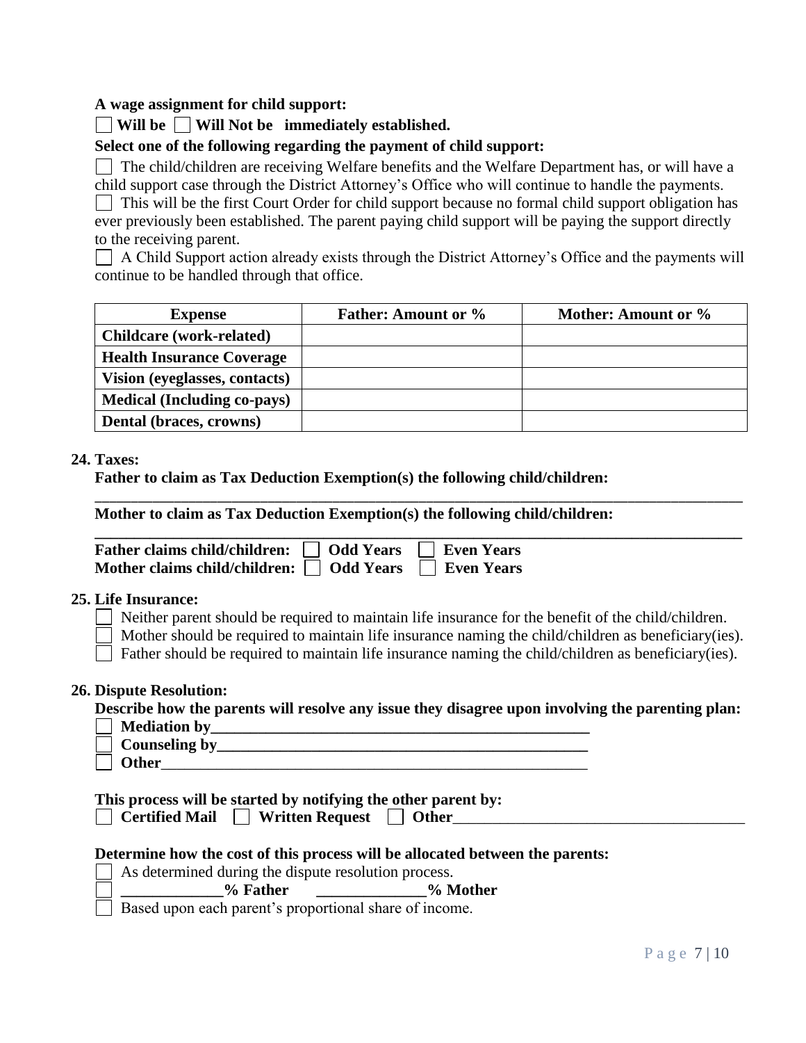**A wage assignment for child support:**

☐ **Will be** ☐ **Will Not be immediately established.**

**Select one of the following regarding the payment of child support:**

☐ The child/children are receiving Welfare benefits and the Welfare Department has, or will have a child support case through the District Attorney's Office who will continue to handle the payments.

☐ This will be the first Court Order for child support because no formal child support obligation has ever previously been established. The parent paying child support will be paying the support directly to the receiving parent.

☐ A Child Support action already exists through the District Attorney's Office and the payments will continue to be handled through that office.

| Expense | Father: Amount or % | Mother: Amount or % |
|---|---|---|
| **Childcare (work-related)** | | |
| **Health Insurance Coverage** | | |
| **Vision (eyeglasses, contacts)** | | |
| **Medical (Including co-pays)** | | |
| **Dental (braces, crowns)** | | |

**24. Taxes:**

**Father to claim as Tax Deduction Exemption(s) the following child/children:**

______________________________________________________________________________

**Mother to claim as Tax Deduction Exemption(s) the following child/children:**

______________________________________________________________________________

**Father claims child/children:** ☐ **Odd Years** ☐ **Even Years**
**Mother claims child/children:** ☐ **Odd Years** ☐ **Even Years**

**25. Life Insurance:**

☐ Neither parent should be required to maintain life insurance for the benefit of the child/children.
☐ Mother should be required to maintain life insurance naming the child/children as beneficiary(ies).
☐ Father should be required to maintain life insurance naming the child/children as beneficiary(ies).

**26. Dispute Resolution:**

**Describe how the parents will resolve any issue they disagree upon involving the parenting plan:**

☐ **Mediation by**__________________________________________________
☐ **Counseling by**_________________________________________________
☐ **Other**________________________________________________________

**This process will be started by notifying the other parent by:**

☐ **Certified Mail** ☐ **Written Request** ☐ **Other**____________________________________

**Determine how the cost of this process will be allocated between the parents:**

☐ As determined during the dispute resolution process.
☐ **_____________% Father** **______________% Mother**
☐ Based upon each parent's proportional share of income.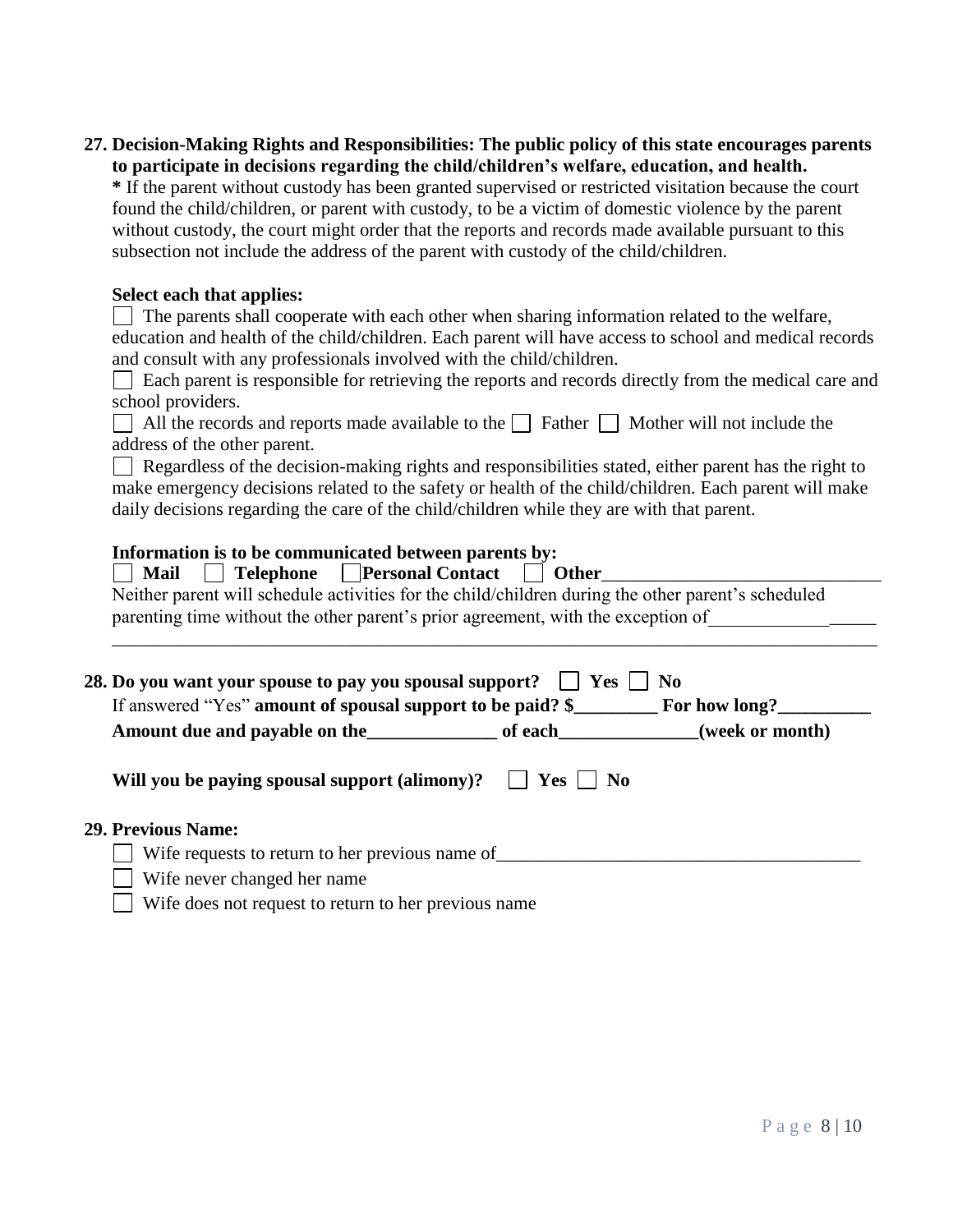**27. Decision-Making Rights and Responsibilities: The public policy of this state encourages parents to participate in decisions regarding the child/children's welfare, education, and health.**

**\*** If the parent without custody has been granted supervised or restricted visitation because the court found the child/children, or parent with custody, to be a victim of domestic violence by the parent without custody, the court might order that the reports and records made available pursuant to this subsection not include the address of the parent with custody of the child/children.

**Select each that applies:**

☐ The parents shall cooperate with each other when sharing information related to the welfare, education and health of the child/children. Each parent will have access to school and medical records and consult with any professionals involved with the child/children.

☐ Each parent is responsible for retrieving the reports and records directly from the medical care and school providers.

☐ All the records and reports made available to the ☐ Father ☐ Mother will not include the address of the other parent.

☐ Regardless of the decision-making rights and responsibilities stated, either parent has the right to make emergency decisions related to the safety or health of the child/children. Each parent will make daily decisions regarding the care of the child/children while they are with that parent.

**Information is to be communicated between parents by:**

☐ **Mail** ☐ **Telephone** ☐ **Personal Contact** ☐ **Other**______________________________

Neither parent will schedule activities for the child/children during the other parent's scheduled parenting time without the other parent's prior agreement, with the exception of__________________

____________________________________________________________________________________

**28. Do you want your spouse to pay you spousal support?** ☐ **Yes** ☐ **No**

If answered "Yes" **amount of spousal support to be paid? $_________ For how long?__________**

**Amount due and payable on the______________ of each_______________(week or month)**

**Will you be paying spousal support (alimony)?** ☐ **Yes** ☐ **No**

**29. Previous Name:**

☐ Wife requests to return to her previous name of_______________________________________

☐ Wife never changed her name

☐ Wife does not request to return to her previous name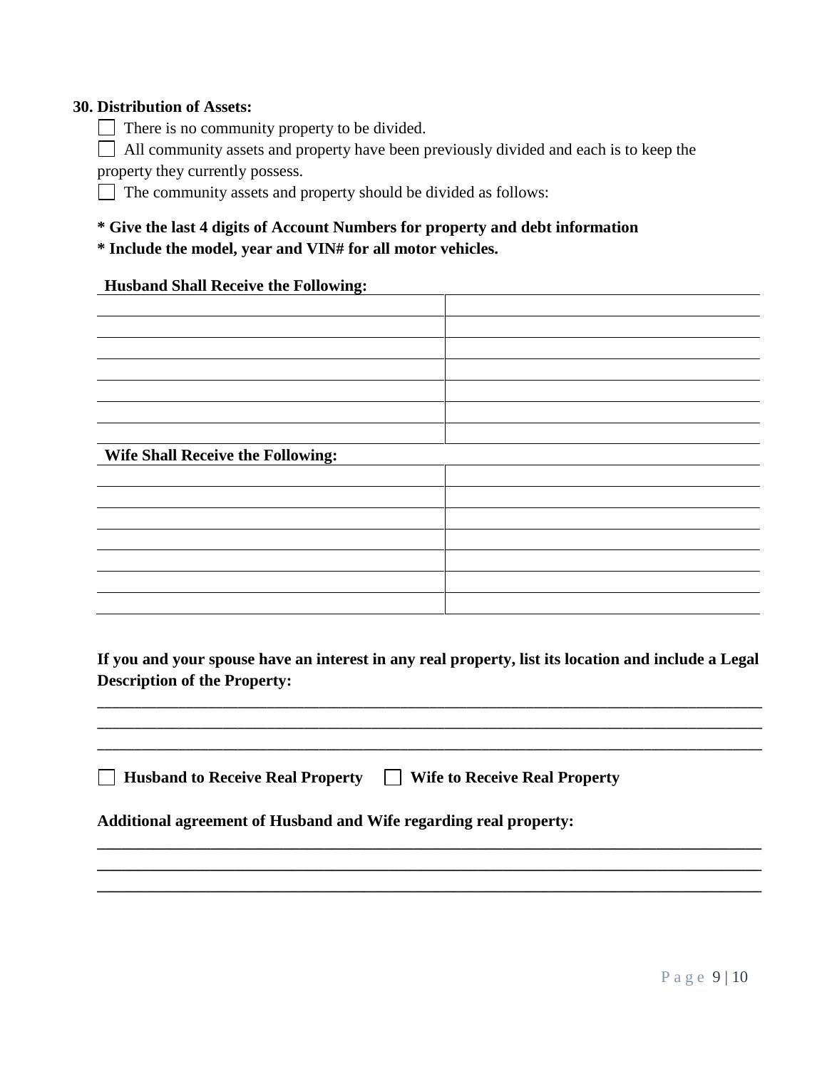**30. Distribution of Assets:**

☐ There is no community property to be divided.

☐ All community assets and property have been previously divided and each is to keep the property they currently possess.

☐ The community assets and property should be divided as follows:

**\* Give the last 4 digits of Account Numbers for property and debt information**

**\* Include the model, year and VIN# for all motor vehicles.**

**Husband Shall Receive the Following:**

| | |
|---|---|
| | |
| | |
| | |
| | |
| | |
| | |
| | |

**Wife Shall Receive the Following:**

| | |
|---|---|
| | |
| | |
| | |
| | |
| | |
| | |
| | |

**If you and your spouse have an interest in any real property, list its location and include a Legal Description of the Property:**

_______________________________________________________________________________

_______________________________________________________________________________

_______________________________________________________________________________

☐ **Husband to Receive Real Property** ☐ **Wife to Receive Real Property**

**Additional agreement of Husband and Wife regarding real property:**

_______________________________________________________________________________

_______________________________________________________________________________

_______________________________________________________________________________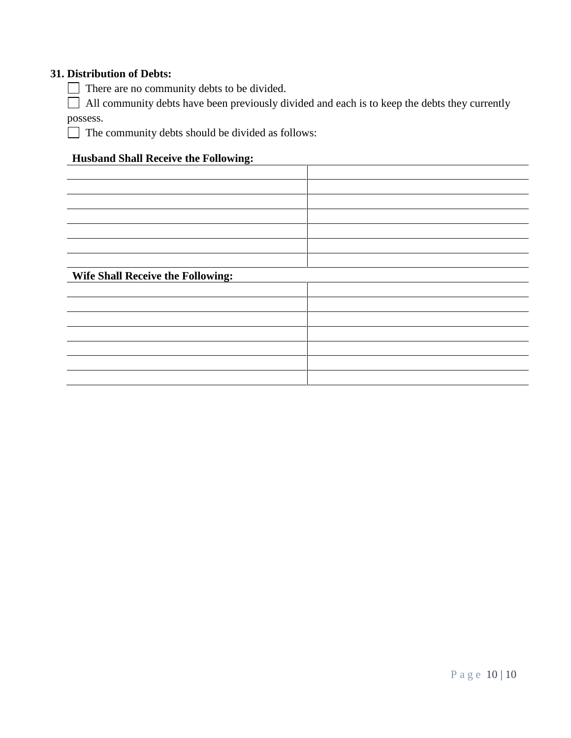**31. Distribution of Debts:**

☐ There are no community debts to be divided.

☐ All community debts have been previously divided and each is to keep the debts they currently possess.

☐ The community debts should be divided as follows:

**Husband Shall Receive the Following:**

| | |
|---|---|
| | |
| | |
| | |
| | |
| | |
| | |
| | |

**Wife Shall Receive the Following:**

| | |
|---|---|
| | |
| | |
| | |
| | |
| | |
| | |
| | |